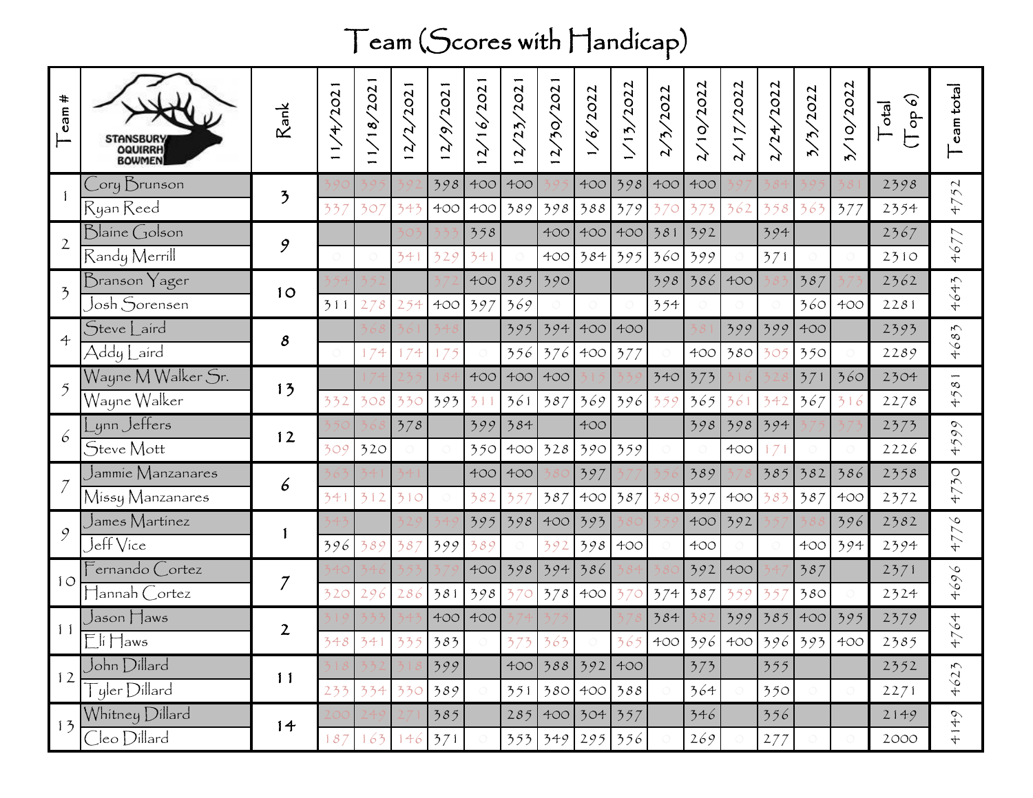# Team (Scores with Handicap)

| Team # | STANSBURY OQUIRRH BOWMEN | Rank | 11/4/2021 | 11/18/2021 | 12/2/2021 | 12/9/2021 | 12/16/2021 | 12/23/2021 | 12/30/2021 | 1/6/2022 | 1/13/2022 | 2/3/2022 | 2/10/2022 | 2/17/2022 | 2/24/2022 | 3/3/2022 | 3/10/2022 | Total (Top 6) | Team total |
|---|---|---|---|---|---|---|---|---|---|---|---|---|---|---|---|---|---|---|---|
| 1 | Cory Brunson | 3 | 390 | 395 | 392 | 398 | 400 | 400 | 395 | 400 | 398 | 400 | 400 | 397 | 384 | 395 | 381 | 2398 | 4752 |
| | Ryan Reed | | 337 | 307 | 343 | 400 | 400 | 389 | 398 | 388 | 379 | 370 | 373 | 362 | 358 | 363 | 377 | 2354 | |
| 2 | Blaine Golson | 9 | | | 303 | 333 | 358 | | 400 | 400 | 400 | 381 | 392 | | 394 | | | 2367 | 4677 |
| | Randy Merrill | | 0 | 0 | 341 | 329 | 341 | 0 | 400 | 384 | 395 | 360 | 399 | 0 | 371 | 0 | 0 | 2310 | |
| 3 | Branson Yager | 10 | 354 | 352 | | 372 | 400 | 385 | 390 | | | 398 | 386 | 400 | 383 | 387 | 375 | 2362 | 4643 |
| | Josh Sorensen | | 311 | 278 | 254 | 400 | 397 | 369 | 0 | 0 | 0 | 354 | 0 | 0 | 0 | 360 | 400 | 2281 | |
| 4 | Steve Laird | 8 | | 368 | 361 | 348 | | 395 | 394 | 400 | 400 | | 381 | 399 | 399 | 400 | | 2393 | 4683 |
| | Addy Laird | | 0 | 174 | 174 | 175 | 0 | 356 | 376 | 400 | 377 | 0 | 400 | 380 | 305 | 350 | 0 | 2289 | |
| 5 | Wayne M Walker Sr. | 13 | | 174 | 235 | 184 | 400 | 400 | 400 | 315 | 339 | 340 | 373 | 316 | 328 | 371 | 360 | 2304 | 4581 |
| | Wayne Walker | | 332 | 308 | 330 | 393 | 311 | 361 | 387 | 369 | 396 | 359 | 365 | 361 | 342 | 367 | 316 | 2278 | |
| 6 | Lynn Jeffers | 12 | 350 | 368 | 378 | | 399 | 384 | | 400 | | | 398 | 398 | 394 | 375 | 375 | 2373 | 4599 |
| | Steve Mott | | 309 | 320 | 0 | 0 | 350 | 400 | 328 | 390 | 359 | 0 | 0 | 400 | 171 | 0 | 0 | 2226 | |
| 7 | Jammie Manzanares | 6 | 363 | 341 | 341 | | 400 | 400 | 380 | 397 | 377 | 356 | 389 | 378 | 385 | 382 | 386 | 2358 | 4730 |
| | Missy Manzanares | | 341 | 312 | 310 | 0 | 382 | 357 | 387 | 400 | 387 | 380 | 397 | 400 | 383 | 387 | 400 | 2372 | |
| 9 | James Martinez | 1 | 343 | | 329 | 349 | 395 | 398 | 400 | 393 | 380 | 359 | 400 | 392 | 357 | 388 | 396 | 2382 | 4776 |
| | Jeff Vice | | 396 | 389 | 387 | 399 | 389 | 0 | 392 | 398 | 400 | 0 | 400 | 0 | 0 | 400 | 394 | 2394 | |
| 10 | Fernando Cortez | 7 | 340 | 346 | 353 | 379 | 400 | 398 | 394 | 386 | 384 | 380 | 392 | 400 | 347 | 387 | | 2371 | 4696 |
| | Hannah Cortez | | 320 | 296 | 286 | 381 | 398 | 370 | 378 | 400 | 370 | 374 | 387 | 359 | 357 | 380 | 0 | 2324 | |
| 11 | Jason Haws | 2 | 319 | 333 | 343 | 400 | 400 | 374 | 375 | | 378 | 384 | 382 | 399 | 385 | 400 | 395 | 2379 | 4764 |
| | Eli Haws | | 348 | 341 | 335 | 383 | 0 | 373 | 363 | 0 | 365 | 400 | 396 | 400 | 396 | 393 | 400 | 2385 | |
| 12 | John Dillard | 11 | 318 | 332 | 318 | 399 | | 400 | 388 | 392 | 400 | | 373 | | 355 | | | 2352 | 4623 |
| | Tyler Dillard | | 233 | 334 | 330 | 389 | 0 | 351 | 380 | 400 | 388 | 0 | 364 | 0 | 350 | 0 | 0 | 2271 | |
| 13 | Whitney Dillard | 14 | 200 | 249 | 271 | 385 | | 285 | 400 | 304 | 357 | | 346 | | 356 | | | 2149 | 4149 |
| | Cleo Dillard | | 187 | 163 | 146 | 371 | 0 | 353 | 349 | 295 | 356 | 0 | 269 | 0 | 277 | 0 | 0 | 2000 | |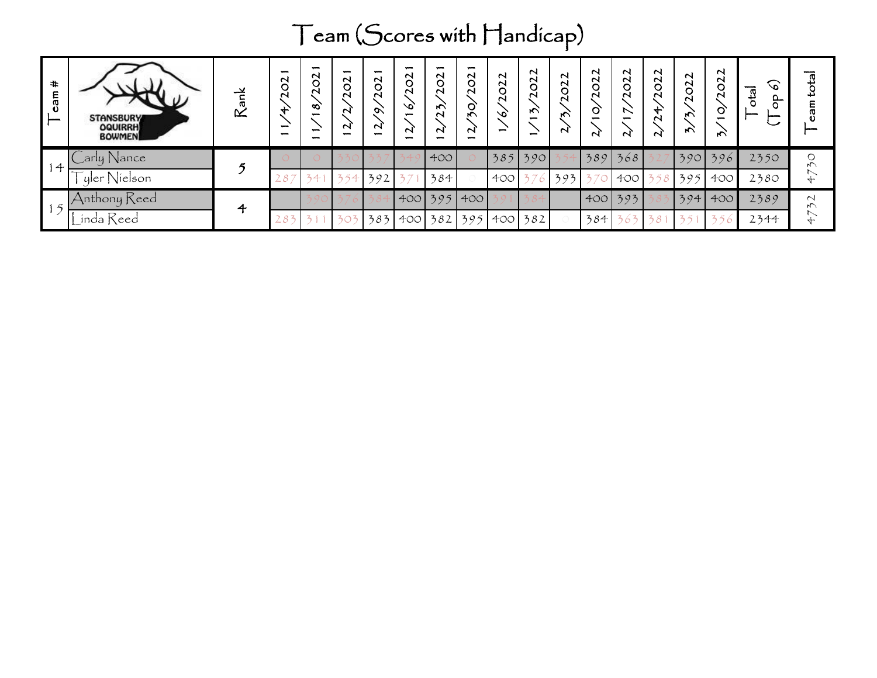# Team (Scores with Handicap)

| Team # | STANSBURY OQUIRRH BOWMEN | Rank | 11/4/2021 | 11/18/2021 | 12/2/2021 | 12/9/2021 | 12/16/2021 | 12/23/2021 | 12/30/2021 | 1/6/2022 | 1/13/2022 | 2/3/2022 | 2/10/2022 | 2/17/2022 | 2/24/2022 | 3/3/2022 | 3/10/2022 | Total (Top 6) | Team total |
|---|---|---|---|---|---|---|---|---|---|---|---|---|---|---|---|---|---|---|---|
| 14 | Carly Nance | 5 | 0 | 0 | 330 | 337 | 349 | 400 | 0 | 385 | 390 | 354 | 389 | 368 | 327 | 390 | 396 | 2350 | 4730 |
| | Tyler Nielson | | 287 | 341 | 354 | 392 | 371 | 384 | 0 | 400 | 376 | 393 | 370 | 400 | 358 | 395 | 400 | 2380 | |
| 15 | Anthony Reed | 4 | | 390 | 376 | 384 | 400 | 395 | 400 | 391 | 384 | | 400 | 393 | 383 | 394 | 400 | 2389 | 4732 |
| | Linda Reed | | 283 | 311 | 303 | 383 | 400 | 382 | 395 | 400 | 382 | 0 | 384 | 363 | 381 | 351 | 356 | 2344 | |